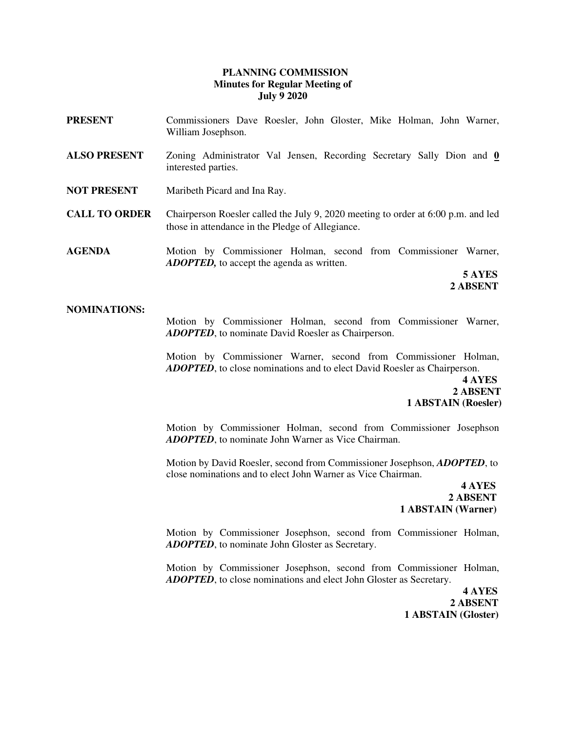**PLANNING COMMISSION**
**Minutes for Regular Meeting of**
**July 9 2020**

**PRESENT** Commissioners Dave Roesler, John Gloster, Mike Holman, John Warner, William Josephson.

**ALSO PRESENT** Zoning Administrator Val Jensen, Recording Secretary Sally Dion and **0** interested parties.

**NOT PRESENT** Maribeth Picard and Ina Ray.

**CALL TO ORDER** Chairperson Roesler called the July 9, 2020 meeting to order at 6:00 p.m. and led those in attendance in the Pledge of Allegiance.

**AGENDA** Motion by Commissioner Holman, second from Commissioner Warner, ***ADOPTED,*** to accept the agenda as written.

**5 AYES**
**2 ABSENT**

**NOMINATIONS:**

Motion by Commissioner Holman, second from Commissioner Warner, ***ADOPTED***, to nominate David Roesler as Chairperson.

Motion by Commissioner Warner, second from Commissioner Holman, ***ADOPTED***, to close nominations and to elect David Roesler as Chairperson.

**4 AYES**
**2 ABSENT**
**1 ABSTAIN (Roesler)**

Motion by Commissioner Holman, second from Commissioner Josephson ***ADOPTED***, to nominate John Warner as Vice Chairman.

Motion by David Roesler, second from Commissioner Josephson, ***ADOPTED***, to close nominations and to elect John Warner as Vice Chairman.

**4 AYES**
**2 ABSENT**
**1 ABSTAIN (Warner)**

Motion by Commissioner Josephson, second from Commissioner Holman, ***ADOPTED***, to nominate John Gloster as Secretary.

Motion by Commissioner Josephson, second from Commissioner Holman, ***ADOPTED***, to close nominations and elect John Gloster as Secretary.

**4 AYES**
**2 ABSENT**
**1 ABSTAIN (Gloster)**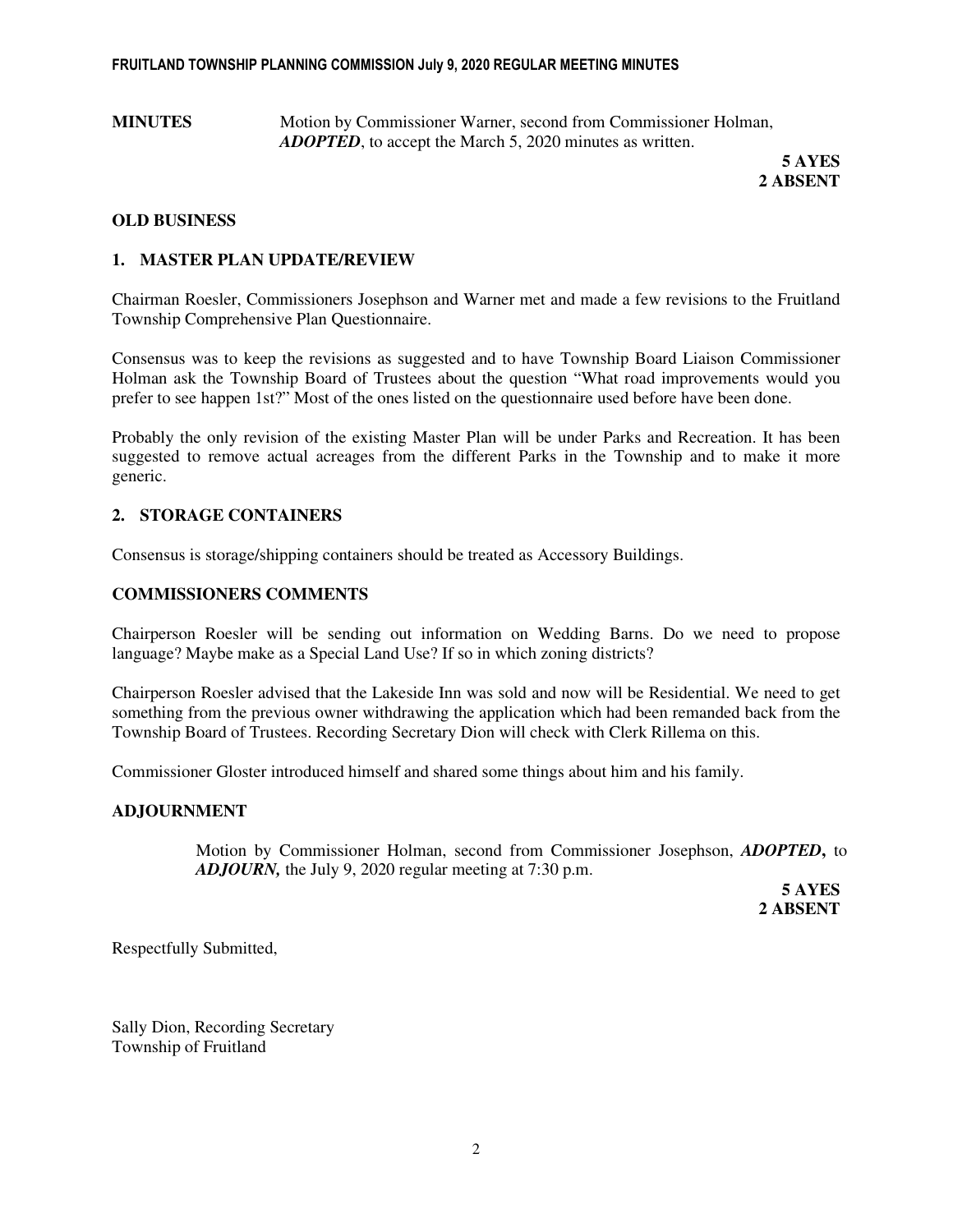**MINUTES** Motion by Commissioner Warner, second from Commissioner Holman, ***ADOPTED***, to accept the March 5, 2020 minutes as written.

**5 AYES**
**2 ABSENT**

## OLD BUSINESS

### 1. MASTER PLAN UPDATE/REVIEW

Chairman Roesler, Commissioners Josephson and Warner met and made a few revisions to the Fruitland Township Comprehensive Plan Questionnaire.

Consensus was to keep the revisions as suggested and to have Township Board Liaison Commissioner Holman ask the Township Board of Trustees about the question "What road improvements would you prefer to see happen 1st?" Most of the ones listed on the questionnaire used before have been done.

Probably the only revision of the existing Master Plan will be under Parks and Recreation. It has been suggested to remove actual acreages from the different Parks in the Township and to make it more generic.

### 2. STORAGE CONTAINERS

Consensus is storage/shipping containers should be treated as Accessory Buildings.

## COMMISSIONERS COMMENTS

Chairperson Roesler will be sending out information on Wedding Barns. Do we need to propose language? Maybe make as a Special Land Use? If so in which zoning districts?

Chairperson Roesler advised that the Lakeside Inn was sold and now will be Residential. We need to get something from the previous owner withdrawing the application which had been remanded back from the Township Board of Trustees. Recording Secretary Dion will check with Clerk Rillema on this.

Commissioner Gloster introduced himself and shared some things about him and his family.

## ADJOURNMENT

Motion by Commissioner Holman, second from Commissioner Josephson, ***ADOPTED***, to ***ADJOURN,*** the July 9, 2020 regular meeting at 7:30 p.m.

**5 AYES**
**2 ABSENT**

Respectfully Submitted,

Sally Dion, Recording Secretary
Township of Fruitland